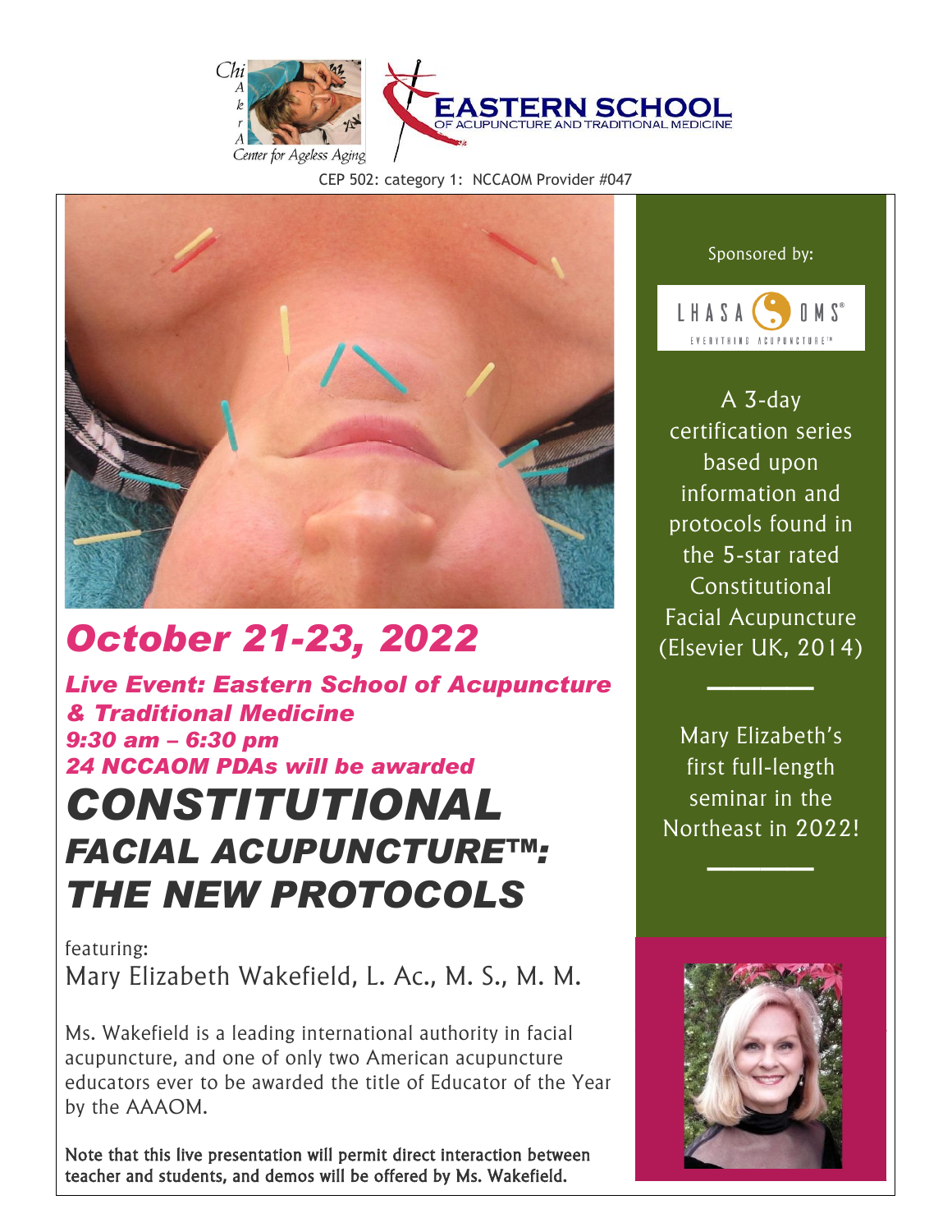Chi AkrA Center for Ageless Aging

EASTERN SCHOOL OF ACUPUNCTURE AND TRADITIONAL MEDICINE

CEP 502: category 1: NCCAOM Provider #047

## *October 21-23, 2022*

***Live Event: Eastern School of Acupuncture & Traditional Medicine***
***9:30 am – 6:30 pm***
***24 NCCAOM PDAs will be awarded***

# *CONSTITUTIONAL FACIAL ACUPUNCTURE™: THE NEW PROTOCOLS*

featuring:
Mary Elizabeth Wakefield, L. Ac., M. S., M. M.

Ms. Wakefield is a leading international authority in facial acupuncture, and one of only two American acupuncture educators ever to be awarded the title of Educator of the Year by the AAAOM.

**Note that this live presentation will permit direct interaction between teacher and students, and demos will be offered by Ms. Wakefield.**

Sponsored by:

LHASA OMS® EVERYTHING ACUPUNCTURE™

A 3-day certification series based upon information and protocols found in the 5-star rated Constitutional Facial Acupuncture (Elsevier UK, 2014)

---

Mary Elizabeth's first full-length seminar in the Northeast in 2022!

---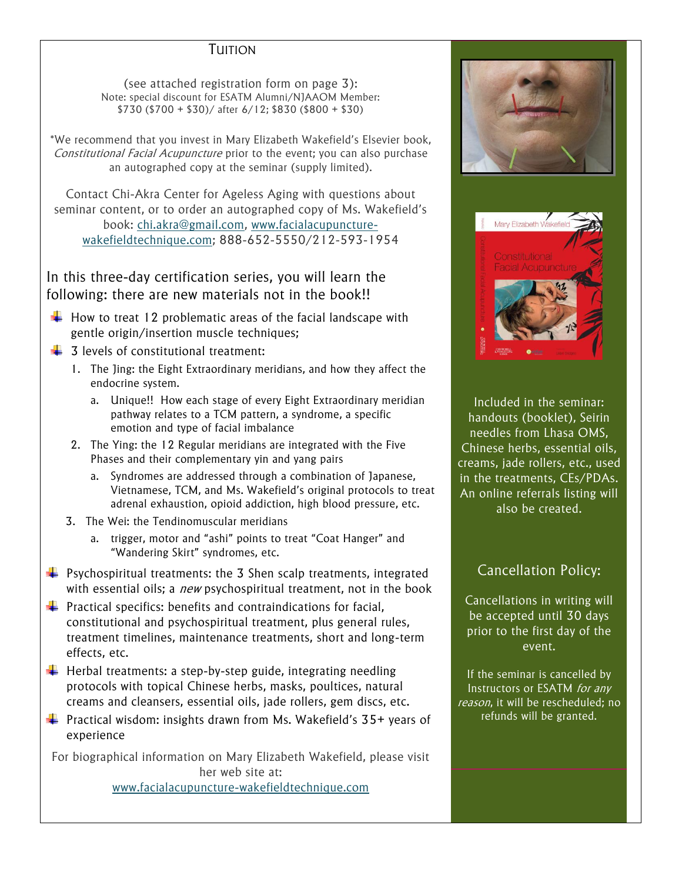## Tuition

(see attached registration form on page 3):
Note: special discount for ESATM Alumni/NJAAOM Member:
$730 ($700 + $30)/ after 6/12; $830 ($800 + $30)

*We recommend that you invest in Mary Elizabeth Wakefield's Elsevier book, *Constitutional Facial Acupuncture* prior to the event; you can also purchase an autographed copy at the seminar (supply limited).

Contact Chi-Akra Center for Ageless Aging with questions about seminar content, or to order an autographed copy of Ms. Wakefield's book: chi.akra@gmail.com, www.facialacupuncture-wakefieldtechnique.com; 888-652-5550/212-593-1954

### In this three-day certification series, you will learn the following: there are new materials not in the book!!

- How to treat 12 problematic areas of the facial landscape with gentle origin/insertion muscle techniques;
- 3 levels of constitutional treatment:
  1. The Jing: the Eight Extraordinary meridians, and how they affect the endocrine system.
     a. Unique!! How each stage of every Eight Extraordinary meridian pathway relates to a TCM pattern, a syndrome, a specific emotion and type of facial imbalance
  2. The Ying: the 12 Regular meridians are integrated with the Five Phases and their complementary yin and yang pairs
     a. Syndromes are addressed through a combination of Japanese, Vietnamese, TCM, and Ms. Wakefield's original protocols to treat adrenal exhaustion, opioid addiction, high blood pressure, etc.
  3. The Wei: the Tendinomuscular meridians
     a. trigger, motor and "ashi" points to treat "Coat Hanger" and "Wandering Skirt" syndromes, etc.
- Psychospiritual treatments: the 3 Shen scalp treatments, integrated with essential oils; a *new* psychospiritual treatment, not in the book
- Practical specifics: benefits and contraindications for facial, constitutional and psychospiritual treatment, plus general rules, treatment timelines, maintenance treatments, short and long-term effects, etc.
- Herbal treatments: a step-by-step guide, integrating needling protocols with topical Chinese herbs, masks, poultices, natural creams and cleansers, essential oils, jade rollers, gem discs, etc.
- Practical wisdom: insights drawn from Ms. Wakefield's 35+ years of experience

For biographical information on Mary Elizabeth Wakefield, please visit her web site at:
www.facialacupuncture-wakefieldtechnique.com

Included in the seminar: handouts (booklet), Seirin needles from Lhasa OMS, Chinese herbs, essential oils, creams, jade rollers, etc., used in the treatments, CEs/PDAs. An online referrals listing will also be created.

### Cancellation Policy:

Cancellations in writing will be accepted until 30 days prior to the first day of the event.

If the seminar is cancelled by Instructors or ESATM *for any reason*, it will be rescheduled; no refunds will be granted.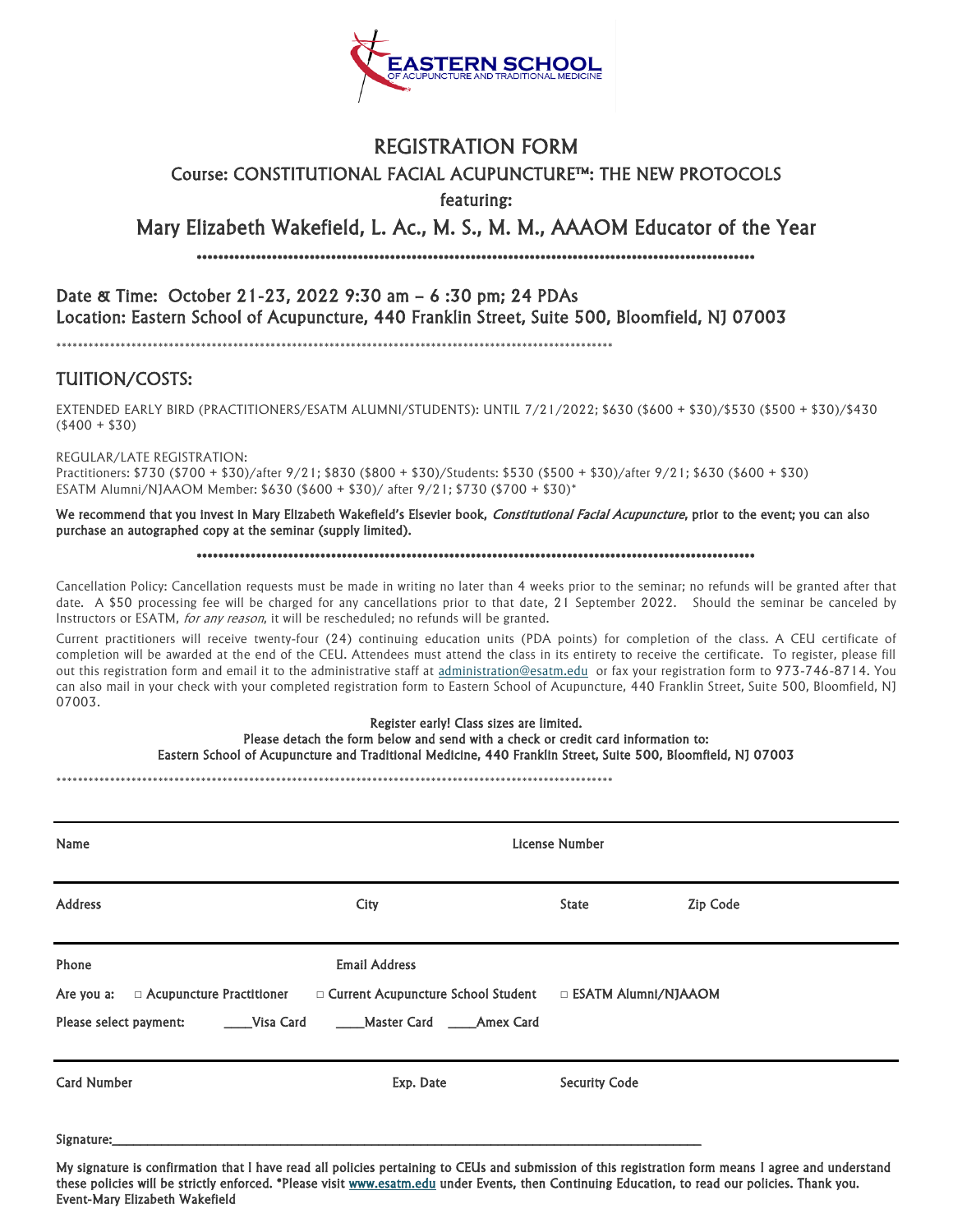EASTERN SCHOOL
OF ACUPUNCTURE AND TRADITIONAL MEDICINE

# REGISTRATION FORM

## Course: CONSTITUTIONAL FACIAL ACUPUNCTURE™: THE NEW PROTOCOLS

featuring:

## Mary Elizabeth Wakefield, L. Ac., M. S., M. M., AAAOM Educator of the Year

**Date & Time: October 21-23, 2022 9:30 am – 6 :30 pm; 24 PDAs**
**Location: Eastern School of Acupuncture, 440 Franklin Street, Suite 500, Bloomfield, NJ 07003**

## TUITION/COSTS:

EXTENDED EARLY BIRD (PRACTITIONERS/ESATM ALUMNI/STUDENTS): UNTIL 7/21/2022; $630 ($600 + $30)/$530 ($500 + $30)/$430 ($400 + $30)

REGULAR/LATE REGISTRATION:
Practitioners: $730 ($700 + $30)/after 9/21; $830 ($800 + $30)/Students: $530 ($500 + $30)/after 9/21; $630 ($600 + $30)
ESATM Alumni/NJAAOM Member: $630 ($600 + $30)/ after 9/21; $730 ($700 + $30)*

**We recommend that you invest in Mary Elizabeth Wakefield's Elsevier book, *Constitutional Facial Acupuncture*, prior to the event; you can also purchase an autographed copy at the seminar (supply limited).**

Cancellation Policy: Cancellation requests must be made in writing no later than 4 weeks prior to the seminar; no refunds will be granted after that date. A $50 processing fee will be charged for any cancellations prior to that date, 21 September 2022. Should the seminar be canceled by Instructors or ESATM, *for any reason*, it will be rescheduled; no refunds will be granted.

Current practitioners will receive twenty-four (24) continuing education units (PDA points) for completion of the class. A CEU certificate of completion will be awarded at the end of the CEU. Attendees must attend the class in its entirety to receive the certificate. To register, please fill out this registration form and email it to the administrative staff at administration@esatm.edu or fax your registration form to 973-746-8714. You can also mail in your check with your completed registration form to Eastern School of Acupuncture, 440 Franklin Street, Suite 500, Bloomfield, NJ 07003.

**Register early! Class sizes are limited.**
**Please detach the form below and send with a check or credit card information to:**
**Eastern School of Acupuncture and Traditional Medicine, 440 Franklin Street, Suite 500, Bloomfield, NJ 07003**

Name License Number

Address City State Zip Code

Phone Email Address

Are you a: □ Acupuncture Practitioner □ Current Acupuncture School Student □ ESATM Alumni/NJAAOM

Please select payment: ____Visa Card ____Master Card ____Amex Card

Card Number Exp. Date Security Code

Signature:_______________________________________________________________

**My signature is confirmation that I have read all policies pertaining to CEUs and submission of this registration form means I agree and understand these policies will be strictly enforced. *Please visit www.esatm.edu under Events, then Continuing Education, to read our policies. Thank you.**
**Event-Mary Elizabeth Wakefield**